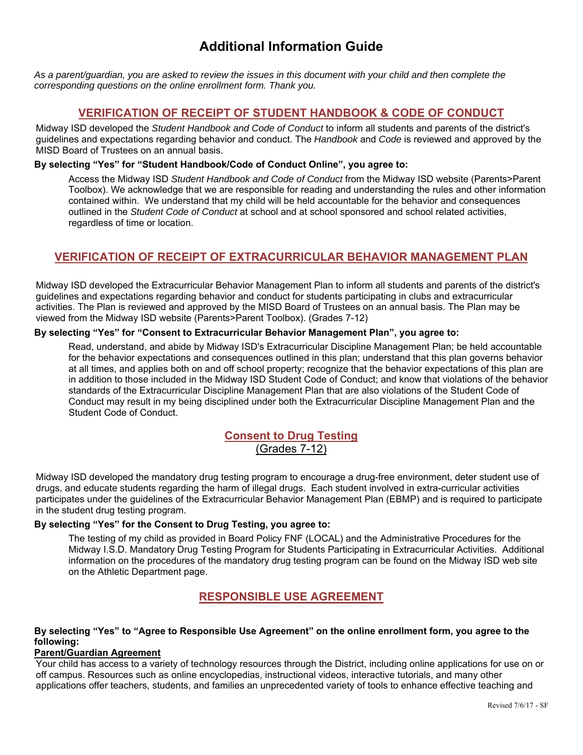# Additional Information Guide

*As a parent/guardian, you are asked to review the issues in this document with your child and then complete the corresponding questions on the online enrollment form. Thank you.*

## VERIFICATION OF RECEIPT OF STUDENT HANDBOOK & CODE OF CONDUCT

Midway ISD developed the *Student Handbook and Code of Conduct* to inform all students and parents of the district's guidelines and expectations regarding behavior and conduct. The *Handbook* and *Code* is reviewed and approved by the MISD Board of Trustees on an annual basis.

**By selecting "Yes" for "Student Handbook/Code of Conduct Online", you agree to:**

Access the Midway ISD *Student Handbook and Code of Conduct* from the Midway ISD website (Parents>Parent Toolbox). We acknowledge that we are responsible for reading and understanding the rules and other information contained within. We understand that my child will be held accountable for the behavior and consequences outlined in the *Student Code of Conduct* at school and at school sponsored and school related activities, regardless of time or location.

## VERIFICATION OF RECEIPT OF EXTRACURRICULAR BEHAVIOR MANAGEMENT PLAN

Midway ISD developed the Extracurricular Behavior Management Plan to inform all students and parents of the district's guidelines and expectations regarding behavior and conduct for students participating in clubs and extracurricular activities. The Plan is reviewed and approved by the MISD Board of Trustees on an annual basis. The Plan may be viewed from the Midway ISD website (Parents>Parent Toolbox). (Grades 7-12)

**By selecting "Yes" for "Consent to Extracurricular Behavior Management Plan", you agree to:**

Read, understand, and abide by Midway ISD's Extracurricular Discipline Management Plan; be held accountable for the behavior expectations and consequences outlined in this plan; understand that this plan governs behavior at all times, and applies both on and off school property; recognize that the behavior expectations of this plan are in addition to those included in the Midway ISD Student Code of Conduct; and know that violations of the behavior standards of the Extracurricular Discipline Management Plan that are also violations of the Student Code of Conduct may result in my being disciplined under both the Extracurricular Discipline Management Plan and the Student Code of Conduct.

## Consent to Drug Testing
(Grades 7-12)

Midway ISD developed the mandatory drug testing program to encourage a drug-free environment, deter student use of drugs, and educate students regarding the harm of illegal drugs. Each student involved in extra-curricular activities participates under the guidelines of the Extracurricular Behavior Management Plan (EBMP) and is required to participate in the student drug testing program.

**By selecting "Yes" for the Consent to Drug Testing, you agree to:**

The testing of my child as provided in Board Policy FNF (LOCAL) and the Administrative Procedures for the Midway I.S.D. Mandatory Drug Testing Program for Students Participating in Extracurricular Activities. Additional information on the procedures of the mandatory drug testing program can be found on the Midway ISD web site on the Athletic Department page.

## RESPONSIBLE USE AGREEMENT

**By selecting "Yes" to "Agree to Responsible Use Agreement" on the online enrollment form, you agree to the following:**

**Parent/Guardian Agreement**

Your child has access to a variety of technology resources through the District, including online applications for use on or off campus. Resources such as online encyclopedias, instructional videos, interactive tutorials, and many other applications offer teachers, students, and families an unprecedented variety of tools to enhance effective teaching and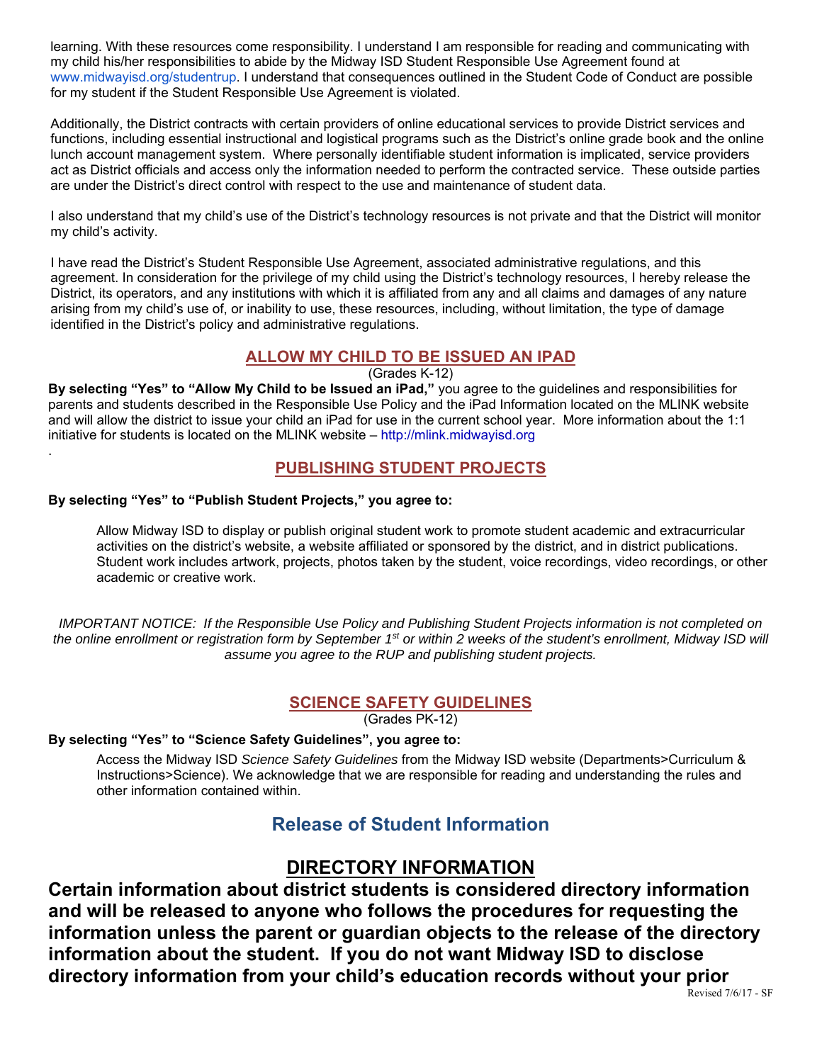learning. With these resources come responsibility. I understand I am responsible for reading and communicating with my child his/her responsibilities to abide by the Midway ISD Student Responsible Use Agreement found at www.midwayisd.org/studentrup. I understand that consequences outlined in the Student Code of Conduct are possible for my student if the Student Responsible Use Agreement is violated.

Additionally, the District contracts with certain providers of online educational services to provide District services and functions, including essential instructional and logistical programs such as the District's online grade book and the online lunch account management system. Where personally identifiable student information is implicated, service providers act as District officials and access only the information needed to perform the contracted service. These outside parties are under the District's direct control with respect to the use and maintenance of student data.

I also understand that my child's use of the District's technology resources is not private and that the District will monitor my child's activity.

I have read the District's Student Responsible Use Agreement, associated administrative regulations, and this agreement. In consideration for the privilege of my child using the District's technology resources, I hereby release the District, its operators, and any institutions with which it is affiliated from any and all claims and damages of any nature arising from my child's use of, or inability to use, these resources, including, without limitation, the type of damage identified in the District's policy and administrative regulations.

## ALLOW MY CHILD TO BE ISSUED AN IPAD

(Grades K-12)

**By selecting "Yes" to "Allow My Child to be Issued an iPad,"** you agree to the guidelines and responsibilities for parents and students described in the Responsible Use Policy and the iPad Information located on the MLINK website and will allow the district to issue your child an iPad for use in the current school year. More information about the 1:1 initiative for students is located on the MLINK website – http://mlink.midwayisd.org

.

## PUBLISHING STUDENT PROJECTS

**By selecting "Yes" to "Publish Student Projects," you agree to:**

Allow Midway ISD to display or publish original student work to promote student academic and extracurricular activities on the district's website, a website affiliated or sponsored by the district, and in district publications. Student work includes artwork, projects, photos taken by the student, voice recordings, video recordings, or other academic or creative work.

*IMPORTANT NOTICE: If the Responsible Use Policy and Publishing Student Projects information is not completed on the online enrollment or registration form by September 1st or within 2 weeks of the student's enrollment, Midway ISD will assume you agree to the RUP and publishing student projects.*

## SCIENCE SAFETY GUIDELINES

(Grades PK-12)

**By selecting "Yes" to "Science Safety Guidelines", you agree to:**

Access the Midway ISD *Science Safety Guidelines* from the Midway ISD website (Departments>Curriculum & Instructions>Science). We acknowledge that we are responsible for reading and understanding the rules and other information contained within.

# Release of Student Information

## DIRECTORY INFORMATION

**Certain information about district students is considered directory information and will be released to anyone who follows the procedures for requesting the information unless the parent or guardian objects to the release of the directory information about the student. If you do not want Midway ISD to disclose directory information from your child's education records without your prior**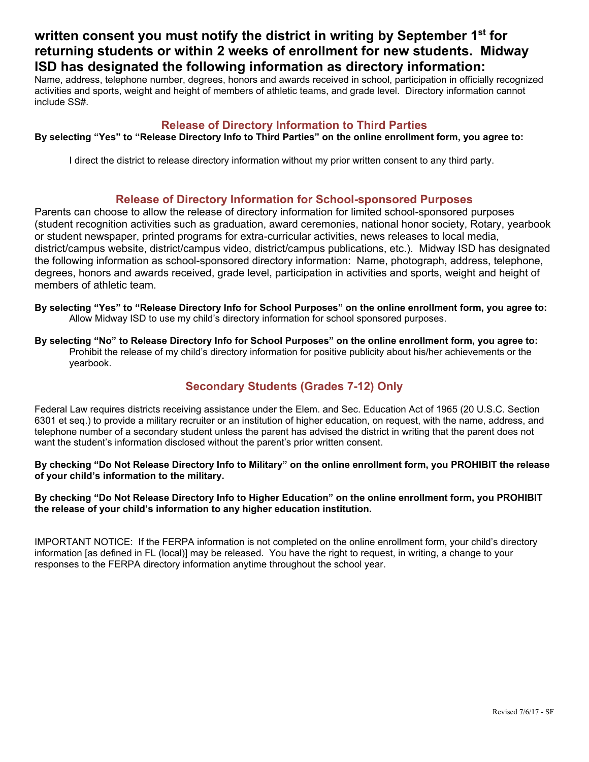**written consent you must notify the district in writing by September 1st for returning students or within 2 weeks of enrollment for new students. Midway ISD has designated the following information as directory information:**

Name, address, telephone number, degrees, honors and awards received in school, participation in officially recognized activities and sports, weight and height of members of athletic teams, and grade level. Directory information cannot include SS#.

## Release of Directory Information to Third Parties

**By selecting "Yes" to "Release Directory Info to Third Parties" on the online enrollment form, you agree to:**

I direct the district to release directory information without my prior written consent to any third party.

## Release of Directory Information for School-sponsored Purposes

Parents can choose to allow the release of directory information for limited school-sponsored purposes (student recognition activities such as graduation, award ceremonies, national honor society, Rotary, yearbook or student newspaper, printed programs for extra-curricular activities, news releases to local media, district/campus website, district/campus video, district/campus publications, etc.). Midway ISD has designated the following information as school-sponsored directory information: Name, photograph, address, telephone, degrees, honors and awards received, grade level, participation in activities and sports, weight and height of members of athletic team.

**By selecting "Yes" to "Release Directory Info for School Purposes" on the online enrollment form, you agree to:**
Allow Midway ISD to use my child's directory information for school sponsored purposes.

**By selecting "No" to Release Directory Info for School Purposes" on the online enrollment form, you agree to:**
Prohibit the release of my child's directory information for positive publicity about his/her achievements or the yearbook.

## Secondary Students (Grades 7-12) Only

Federal Law requires districts receiving assistance under the Elem. and Sec. Education Act of 1965 (20 U.S.C. Section 6301 et seq.) to provide a military recruiter or an institution of higher education, on request, with the name, address, and telephone number of a secondary student unless the parent has advised the district in writing that the parent does not want the student's information disclosed without the parent's prior written consent.

**By checking "Do Not Release Directory Info to Military" on the online enrollment form, you PROHIBIT the release of your child's information to the military.**

**By checking "Do Not Release Directory Info to Higher Education" on the online enrollment form, you PROHIBIT the release of your child's information to any higher education institution.**

IMPORTANT NOTICE: If the FERPA information is not completed on the online enrollment form, your child's directory information [as defined in FL (local)] may be released. You have the right to request, in writing, a change to your responses to the FERPA directory information anytime throughout the school year.

Revised 7/6/17 - SF